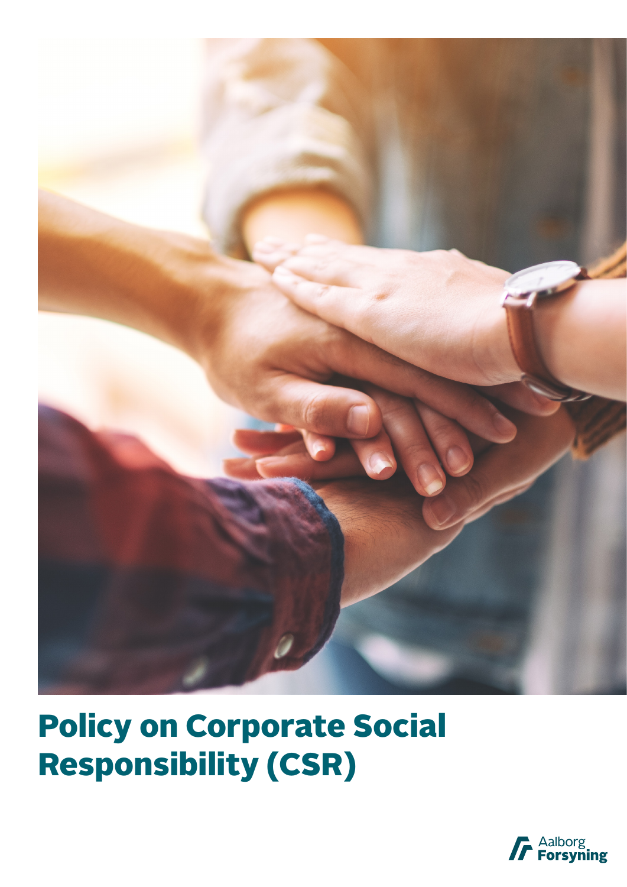# Policy on Corporate Social Responsibility (CSR)

Aalborg Forsyning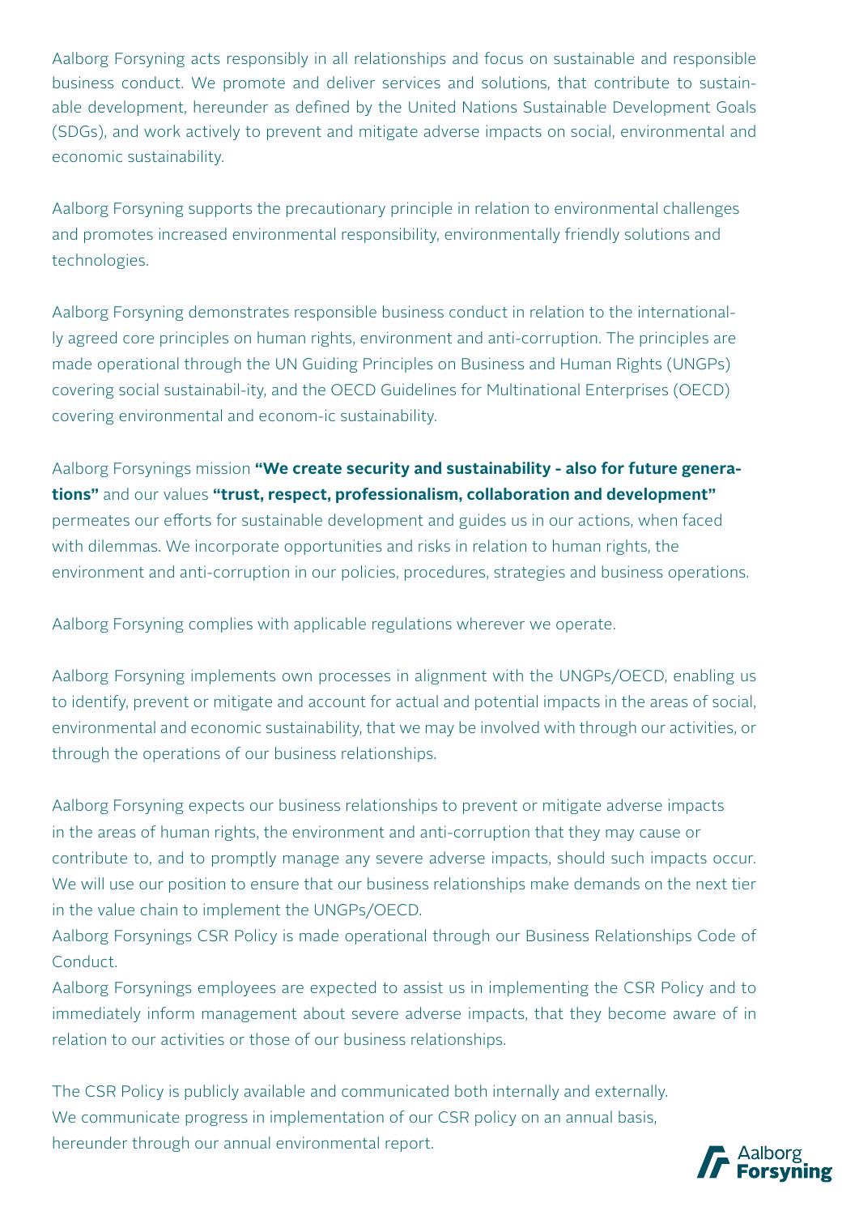Aalborg Forsyning acts responsibly in all relationships and focus on sustainable and responsible business conduct. We promote and deliver services and solutions, that contribute to sustainable development, hereunder as defined by the United Nations Sustainable Development Goals (SDGs), and work actively to prevent and mitigate adverse impacts on social, environmental and economic sustainability.

Aalborg Forsyning supports the precautionary principle in relation to environmental challenges and promotes increased environmental responsibility, environmentally friendly solutions and technologies.

Aalborg Forsyning demonstrates responsible business conduct in relation to the internationally agreed core principles on human rights, environment and anti-corruption. The principles are made operational through the UN Guiding Principles on Business and Human Rights (UNGPs) covering social sustainabil-ity, and the OECD Guidelines for Multinational Enterprises (OECD) covering environmental and econom-ic sustainability.

Aalborg Forsynings mission **"We create security and sustainability - also for future generations"** and our values **"trust, respect, professionalism, collaboration and development"** permeates our efforts for sustainable development and guides us in our actions, when faced with dilemmas. We incorporate opportunities and risks in relation to human rights, the environment and anti-corruption in our policies, procedures, strategies and business operations.

Aalborg Forsyning complies with applicable regulations wherever we operate.

Aalborg Forsyning implements own processes in alignment with the UNGPs/OECD, enabling us to identify, prevent or mitigate and account for actual and potential impacts in the areas of social, environmental and economic sustainability, that we may be involved with through our activities, or through the operations of our business relationships.

Aalborg Forsyning expects our business relationships to prevent or mitigate adverse impacts in the areas of human rights, the environment and anti-corruption that they may cause or contribute to, and to promptly manage any severe adverse impacts, should such impacts occur. We will use our position to ensure that our business relationships make demands on the next tier in the value chain to implement the UNGPs/OECD.
Aalborg Forsynings CSR Policy is made operational through our Business Relationships Code of Conduct.
Aalborg Forsynings employees are expected to assist us in implementing the CSR Policy and to immediately inform management about severe adverse impacts, that they become aware of in relation to our activities or those of our business relationships.

The CSR Policy is publicly available and communicated both internally and externally.
We communicate progress in implementation of our CSR policy on an annual basis, hereunder through our annual environmental report.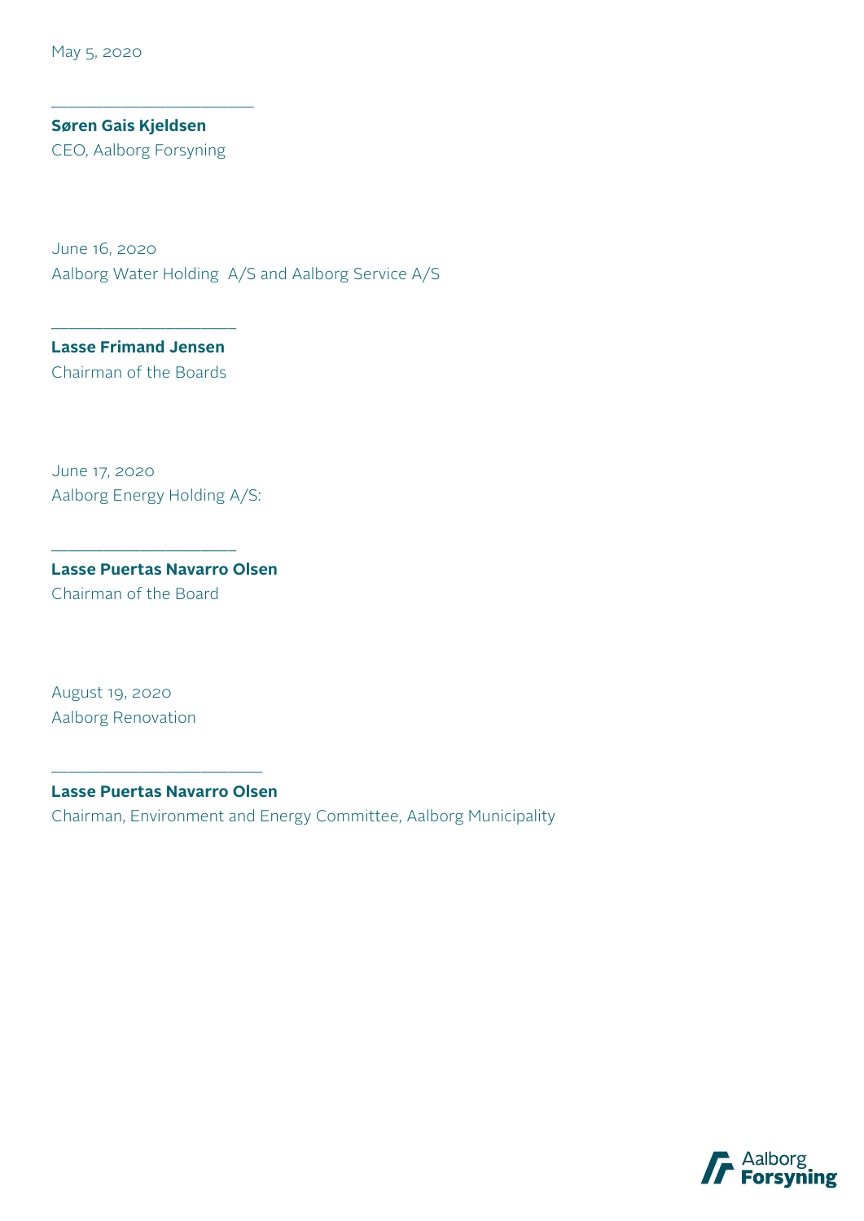May 5, 2020

\_\_\_\_\_\_\_\_\_\_\_\_\_\_\_\_\_\_\_\_\_\_\_\_

**Søren Gais Kjeldsen**
CEO, Aalborg Forsyning

June 16, 2020
Aalborg Water Holding A/S and Aalborg Service A/S

\_\_\_\_\_\_\_\_\_\_\_\_\_\_\_\_\_\_\_\_\_\_

**Lasse Frimand Jensen**
Chairman of the Boards

June 17, 2020
Aalborg Energy Holding A/S:

\_\_\_\_\_\_\_\_\_\_\_\_\_\_\_\_\_\_\_\_\_\_

**Lasse Puertas Navarro Olsen**
Chairman of the Board

August 19, 2020
Aalborg Renovation

\_\_\_\_\_\_\_\_\_\_\_\_\_\_\_\_\_\_\_\_\_\_\_\_\_

**Lasse Puertas Navarro Olsen**
Chairman, Environment and Energy Committee, Aalborg Municipality